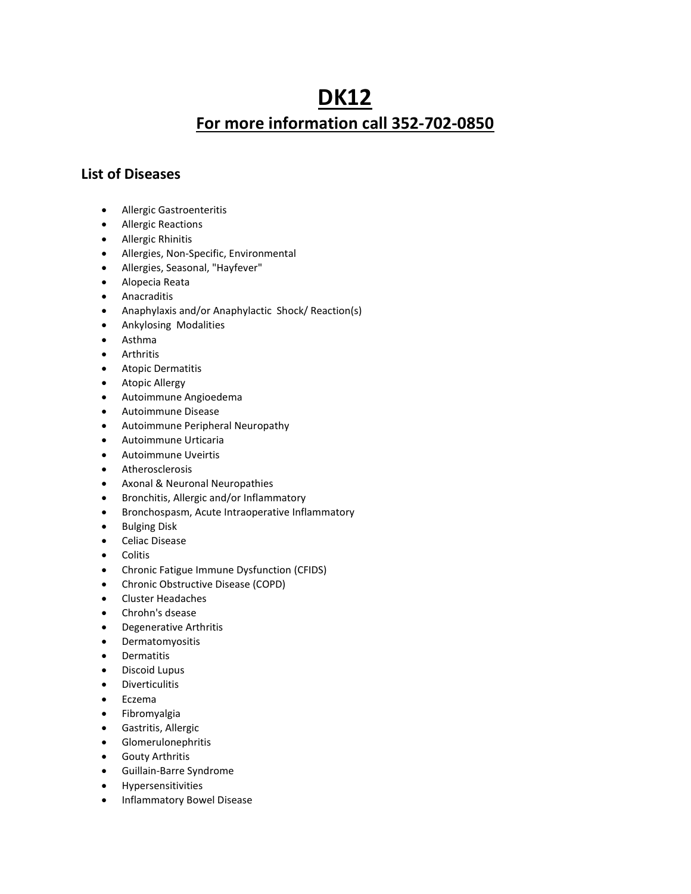# DK12

## For more information call 352-702-0850

### List of Diseases

- Allergic Gastroenteritis
- Allergic Reactions
- Allergic Rhinitis
- Allergies, Non-Specific, Environmental
- Allergies, Seasonal, "Hayfever"
- Alopecia Reata
- Anacraditis
- Anaphylaxis and/or Anaphylactic Shock/ Reaction(s)
- Ankylosing Modalities
- Asthma
- Arthritis
- Atopic Dermatitis
- Atopic Allergy
- Autoimmune Angioedema
- Autoimmune Disease
- Autoimmune Peripheral Neuropathy
- Autoimmune Urticaria
- Autoimmune Uveirtis
- Atherosclerosis
- Axonal & Neuronal Neuropathies
- Bronchitis, Allergic and/or Inflammatory
- Bronchospasm, Acute Intraoperative Inflammatory
- Bulging Disk
- Celiac Disease
- Colitis
- Chronic Fatigue Immune Dysfunction (CFIDS)
- Chronic Obstructive Disease (COPD)
- Cluster Headaches
- Chrohn's dsease
- Degenerative Arthritis
- Dermatomyositis
- Dermatitis
- Discoid Lupus
- Diverticulitis
- Eczema
- Fibromyalgia
- Gastritis, Allergic
- Glomerulonephritis
- Gouty Arthritis
- Guillain-Barre Syndrome
- Hypersensitivities
- Inflammatory Bowel Disease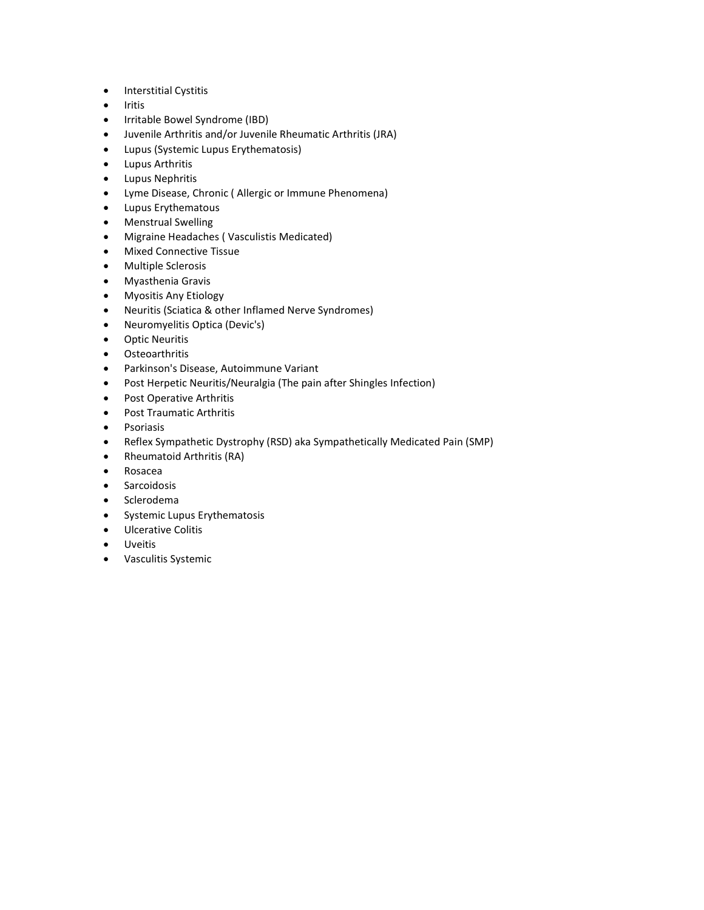- Interstitial Cystitis
- Iritis
- Irritable Bowel Syndrome (IBD)
- Juvenile Arthritis and/or Juvenile Rheumatic Arthritis (JRA)
- Lupus (Systemic Lupus Erythematosis)
- Lupus Arthritis
- Lupus Nephritis
- Lyme Disease, Chronic ( Allergic or Immune Phenomena)
- Lupus Erythematous
- Menstrual Swelling
- Migraine Headaches ( Vasculistis Medicated)
- Mixed Connective Tissue
- Multiple Sclerosis
- Myasthenia Gravis
- Myositis Any Etiology
- Neuritis (Sciatica & other Inflamed Nerve Syndromes)
- Neuromyelitis Optica (Devic's)
- Optic Neuritis
- Osteoarthritis
- Parkinson's Disease, Autoimmune Variant
- Post Herpetic Neuritis/Neuralgia (The pain after Shingles Infection)
- Post Operative Arthritis
- Post Traumatic Arthritis
- Psoriasis
- Reflex Sympathetic Dystrophy (RSD) aka Sympathetically Medicated Pain (SMP)
- Rheumatoid Arthritis (RA)
- Rosacea
- Sarcoidosis
- Sclerodema
- Systemic Lupus Erythematosis
- Ulcerative Colitis
- Uveitis
- Vasculitis Systemic